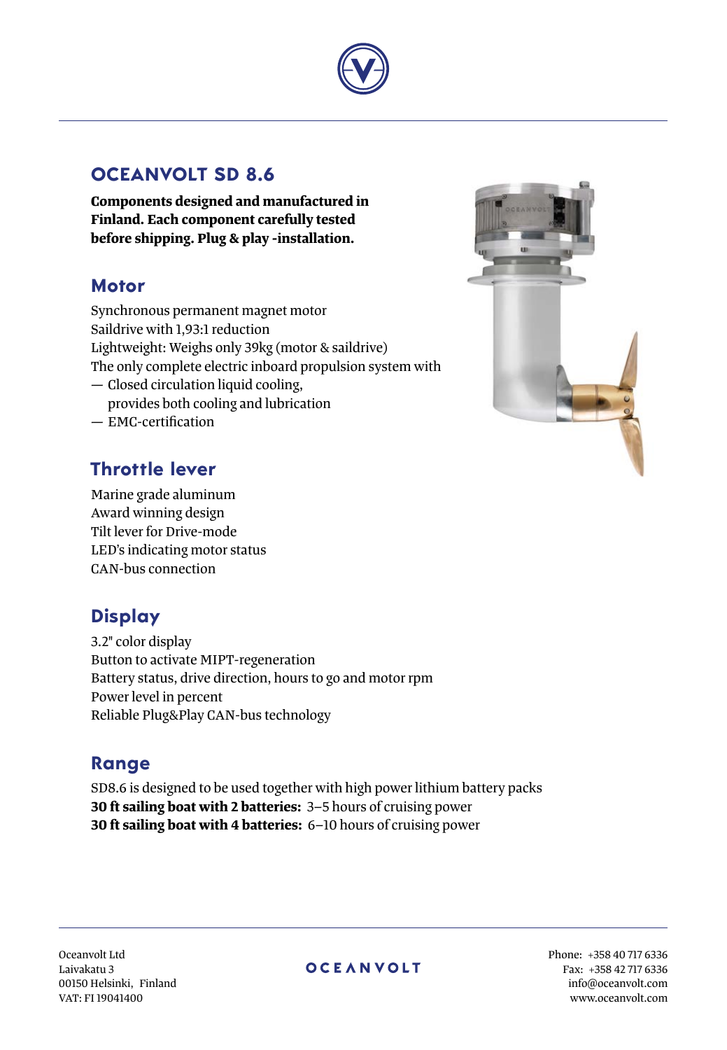# OCEANVOLT SD 8.6

**Components designed and manufactured in Finland. Each component carefully tested before shipping. Plug & play -installation.**

## Motor

Synchronous permanent magnet motor
Saildrive with 1,93:1 reduction
Lightweight: Weighs only 39kg (motor & saildrive)
The only complete electric inboard propulsion system with

- Closed circulation liquid cooling, provides both cooling and lubrication
- EMC-certification

## Throttle lever

Marine grade aluminum
Award winning design
Tilt lever for Drive-mode
LED's indicating motor status
CAN-bus connection

## Display

3.2" color display
Button to activate MIPT-regeneration
Battery status, drive direction, hours to go and motor rpm
Power level in percent
Reliable Plug&Play CAN-bus technology

## Range

SD8.6 is designed to be used together with high power lithium battery packs
**30 ft sailing boat with 2 batteries:** 3–5 hours of cruising power
**30 ft sailing boat with 4 batteries:** 6–10 hours of cruising power

Oceanvolt Ltd
Laivakatu 3
00150 Helsinki, Finland
VAT: FI 19041400

OCEANVOLT

Phone: +358 40 717 6336
Fax: +358 42 717 6336
info@oceanvolt.com
www.oceanvolt.com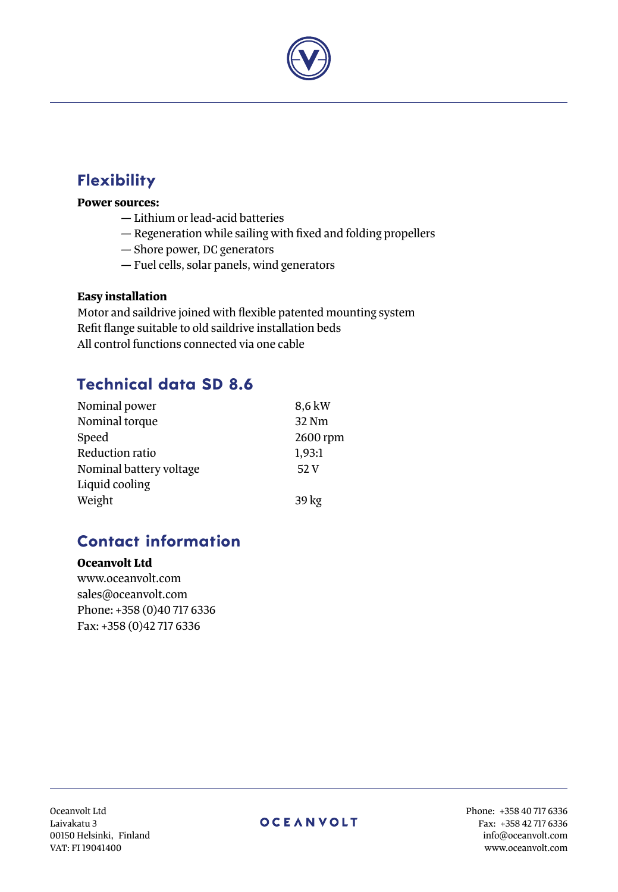## Flexibility

**Power sources:**

- Lithium or lead-acid batteries
- Regeneration while sailing with fixed and folding propellers
- Shore power, DC generators
- Fuel cells, solar panels, wind generators

**Easy installation**

Motor and saildrive joined with flexible patented mounting system
Refit flange suitable to old saildrive installation beds
All control functions connected via one cable

## Technical data SD 8.6

| | |
|---|---|
| Nominal power | 8,6 kW |
| Nominal torque | 32 Nm |
| Speed | 2600 rpm |
| Reduction ratio | 1,93:1 |
| Nominal battery voltage | 52 V |
| Liquid cooling | |
| Weight | 39 kg |

## Contact information

**Oceanvolt Ltd**
www.oceanvolt.com
sales@oceanvolt.com
Phone: +358 (0)40 717 6336
Fax: +358 (0)42 717 6336

Oceanvolt Ltd
Laivakatu 3
00150 Helsinki, Finland
VAT: FI 19041400

OCEANVOLT

Phone: +358 40 717 6336
Fax: +358 42 717 6336
info@oceanvolt.com
www.oceanvolt.com